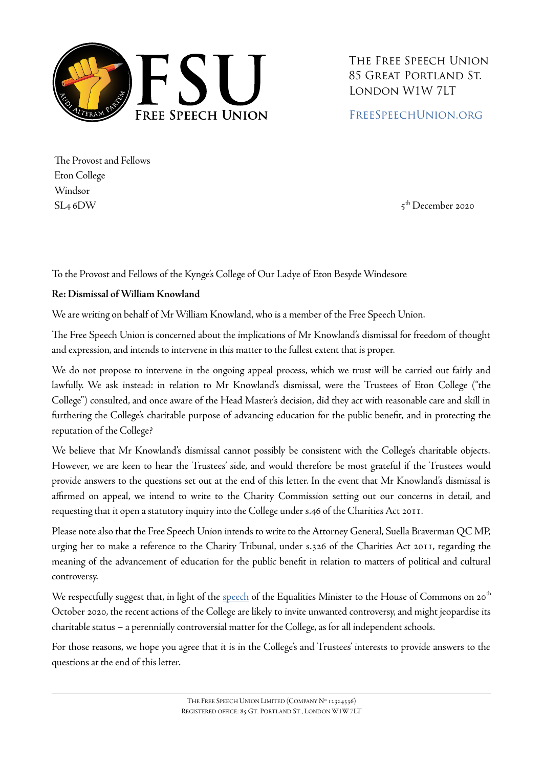FSU
**Free Speech Union**

The Free Speech Union
85 Great Portland St.
London W1W 7LT

FreeSpeechUnion.org

The Provost and Fellows
Eton College
Windsor
SL4 6DW

5th December 2020

To the Provost and Fellows of the Kynge's College of Our Ladye of Eton Besyde Windesore

**Re: Dismissal of William Knowland**

We are writing on behalf of Mr William Knowland, who is a member of the Free Speech Union.

The Free Speech Union is concerned about the implications of Mr Knowland's dismissal for freedom of thought and expression, and intends to intervene in this matter to the fullest extent that is proper.

We do not propose to intervene in the ongoing appeal process, which we trust will be carried out fairly and lawfully. We ask instead: in relation to Mr Knowland's dismissal, were the Trustees of Eton College ("the College") consulted, and once aware of the Head Master's decision, did they act with reasonable care and skill in furthering the College's charitable purpose of advancing education for the public benefit, and in protecting the reputation of the College?

We believe that Mr Knowland's dismissal cannot possibly be consistent with the College's charitable objects. However, we are keen to hear the Trustees' side, and would therefore be most grateful if the Trustees would provide answers to the questions set out at the end of this letter. In the event that Mr Knowland's dismissal is affirmed on appeal, we intend to write to the Charity Commission setting out our concerns in detail, and requesting that it open a statutory inquiry into the College under s.46 of the Charities Act 2011.

Please note also that the Free Speech Union intends to write to the Attorney General, Suella Braverman QC MP, urging her to make a reference to the Charity Tribunal, under s.326 of the Charities Act 2011, regarding the meaning of the advancement of education for the public benefit in relation to matters of political and cultural controversy.

We respectfully suggest that, in light of the speech of the Equalities Minister to the House of Commons on 20th October 2020, the recent actions of the College are likely to invite unwanted controversy, and might jeopardise its charitable status – a perennially controversial matter for the College, as for all independent schools.

For those reasons, we hope you agree that it is in the College's and Trustees' interests to provide answers to the questions at the end of this letter.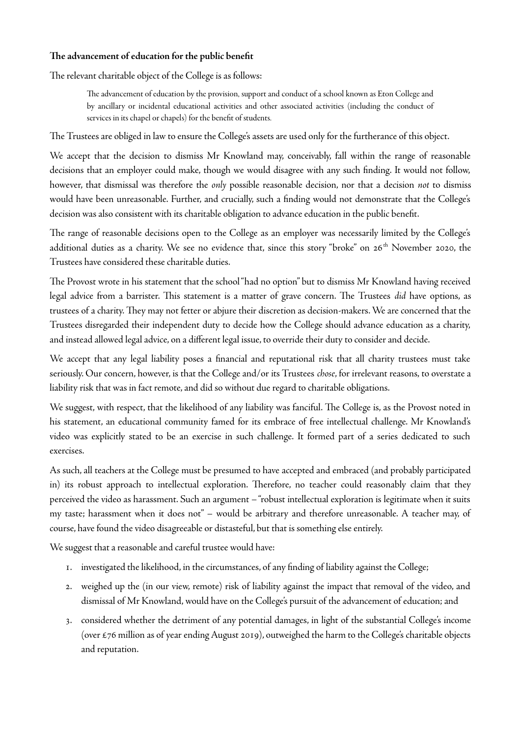**The advancement of education for the public benefit**

The relevant charitable object of the College is as follows:

> The advancement of education by the provision, support and conduct of a school known as Eton College and by ancillary or incidental educational activities and other associated activities (including the conduct of services in its chapel or chapels) for the benefit of students.

The Trustees are obliged in law to ensure the College's assets are used only for the furtherance of this object.

We accept that the decision to dismiss Mr Knowland may, conceivably, fall within the range of reasonable decisions that an employer could make, though we would disagree with any such finding. It would not follow, however, that dismissal was therefore the *only* possible reasonable decision, nor that a decision *not* to dismiss would have been unreasonable. Further, and crucially, such a finding would not demonstrate that the College's decision was also consistent with its charitable obligation to advance education in the public benefit.

The range of reasonable decisions open to the College as an employer was necessarily limited by the College's additional duties as a charity. We see no evidence that, since this story "broke" on 26th November 2020, the Trustees have considered these charitable duties.

The Provost wrote in his statement that the school "had no option" but to dismiss Mr Knowland having received legal advice from a barrister. This statement is a matter of grave concern. The Trustees *did* have options, as trustees of a charity. They may not fetter or abjure their discretion as decision-makers. We are concerned that the Trustees disregarded their independent duty to decide how the College should advance education as a charity, and instead allowed legal advice, on a different legal issue, to override their duty to consider and decide.

We accept that any legal liability poses a financial and reputational risk that all charity trustees must take seriously. Our concern, however, is that the College and/or its Trustees *chose*, for irrelevant reasons, to overstate a liability risk that was in fact remote, and did so without due regard to charitable obligations.

We suggest, with respect, that the likelihood of any liability was fanciful. The College is, as the Provost noted in his statement, an educational community famed for its embrace of free intellectual challenge. Mr Knowland's video was explicitly stated to be an exercise in such challenge. It formed part of a series dedicated to such exercises.

As such, all teachers at the College must be presumed to have accepted and embraced (and probably participated in) its robust approach to intellectual exploration. Therefore, no teacher could reasonably claim that they perceived the video as harassment. Such an argument – "robust intellectual exploration is legitimate when it suits my taste; harassment when it does not" – would be arbitrary and therefore unreasonable. A teacher may, of course, have found the video disagreeable or distasteful, but that is something else entirely.

We suggest that a reasonable and careful trustee would have:

1. investigated the likelihood, in the circumstances, of any finding of liability against the College;
2. weighed up the (in our view, remote) risk of liability against the impact that removal of the video, and dismissal of Mr Knowland, would have on the College's pursuit of the advancement of education; and
3. considered whether the detriment of any potential damages, in light of the substantial College's income (over £76 million as of year ending August 2019), outweighed the harm to the College's charitable objects and reputation.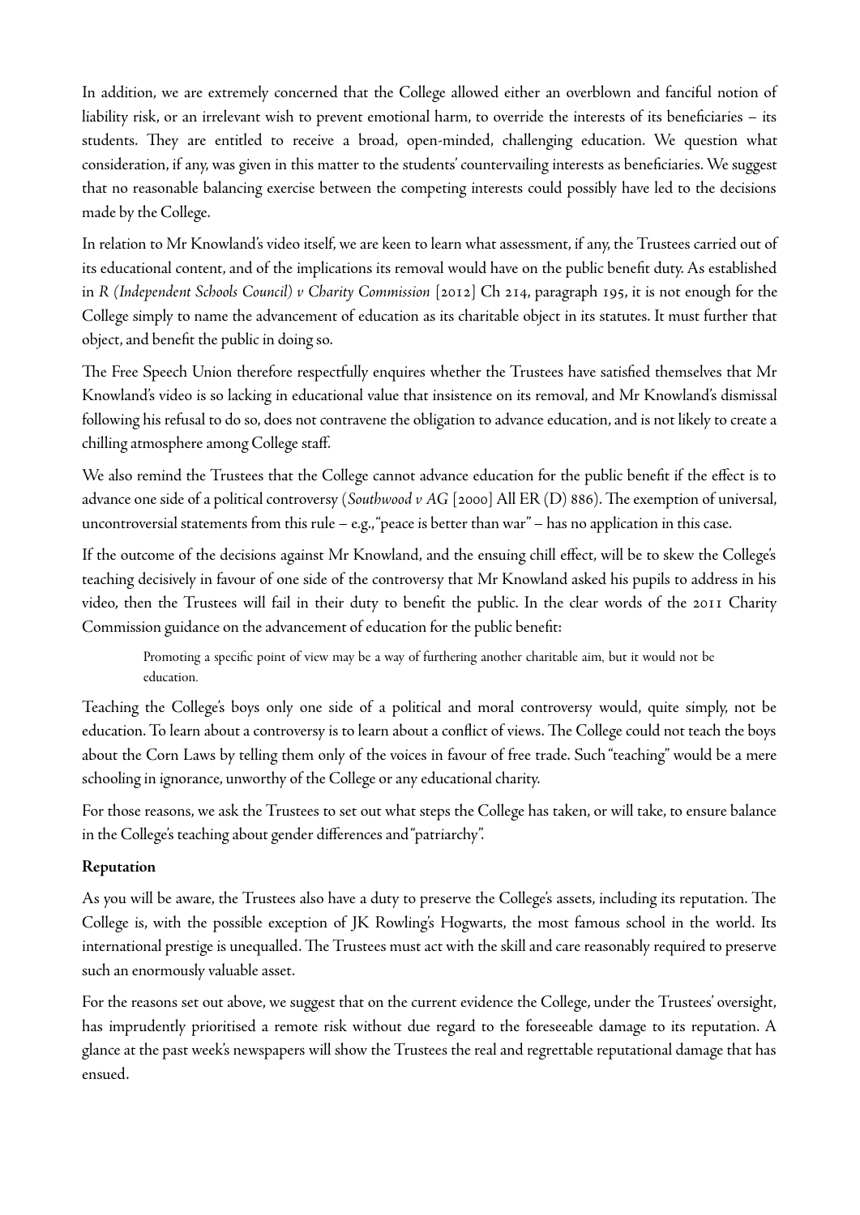In addition, we are extremely concerned that the College allowed either an overblown and fanciful notion of liability risk, or an irrelevant wish to prevent emotional harm, to override the interests of its beneficiaries – its students. They are entitled to receive a broad, open-minded, challenging education. We question what consideration, if any, was given in this matter to the students' countervailing interests as beneficiaries. We suggest that no reasonable balancing exercise between the competing interests could possibly have led to the decisions made by the College.

In relation to Mr Knowland's video itself, we are keen to learn what assessment, if any, the Trustees carried out of its educational content, and of the implications its removal would have on the public benefit duty. As established in *R (Independent Schools Council) v Charity Commission* [2012] Ch 214, paragraph 195, it is not enough for the College simply to name the advancement of education as its charitable object in its statutes. It must further that object, and benefit the public in doing so.

The Free Speech Union therefore respectfully enquires whether the Trustees have satisfied themselves that Mr Knowland's video is so lacking in educational value that insistence on its removal, and Mr Knowland's dismissal following his refusal to do so, does not contravene the obligation to advance education, and is not likely to create a chilling atmosphere among College staff.

We also remind the Trustees that the College cannot advance education for the public benefit if the effect is to advance one side of a political controversy (*Southwood v AG* [2000] All ER (D) 886). The exemption of universal, uncontroversial statements from this rule – e.g., "peace is better than war" – has no application in this case.

If the outcome of the decisions against Mr Knowland, and the ensuing chill effect, will be to skew the College's teaching decisively in favour of one side of the controversy that Mr Knowland asked his pupils to address in his video, then the Trustees will fail in their duty to benefit the public. In the clear words of the 2011 Charity Commission guidance on the advancement of education for the public benefit:

> Promoting a specific point of view may be a way of furthering another charitable aim, but it would not be education.

Teaching the College's boys only one side of a political and moral controversy would, quite simply, not be education. To learn about a controversy is to learn about a conflict of views. The College could not teach the boys about the Corn Laws by telling them only of the voices in favour of free trade. Such "teaching" would be a mere schooling in ignorance, unworthy of the College or any educational charity.

For those reasons, we ask the Trustees to set out what steps the College has taken, or will take, to ensure balance in the College's teaching about gender differences and "patriarchy".

**Reputation**

As you will be aware, the Trustees also have a duty to preserve the College's assets, including its reputation. The College is, with the possible exception of JK Rowling's Hogwarts, the most famous school in the world. Its international prestige is unequalled. The Trustees must act with the skill and care reasonably required to preserve such an enormously valuable asset.

For the reasons set out above, we suggest that on the current evidence the College, under the Trustees' oversight, has imprudently prioritised a remote risk without due regard to the foreseeable damage to its reputation. A glance at the past week's newspapers will show the Trustees the real and regrettable reputational damage that has ensued.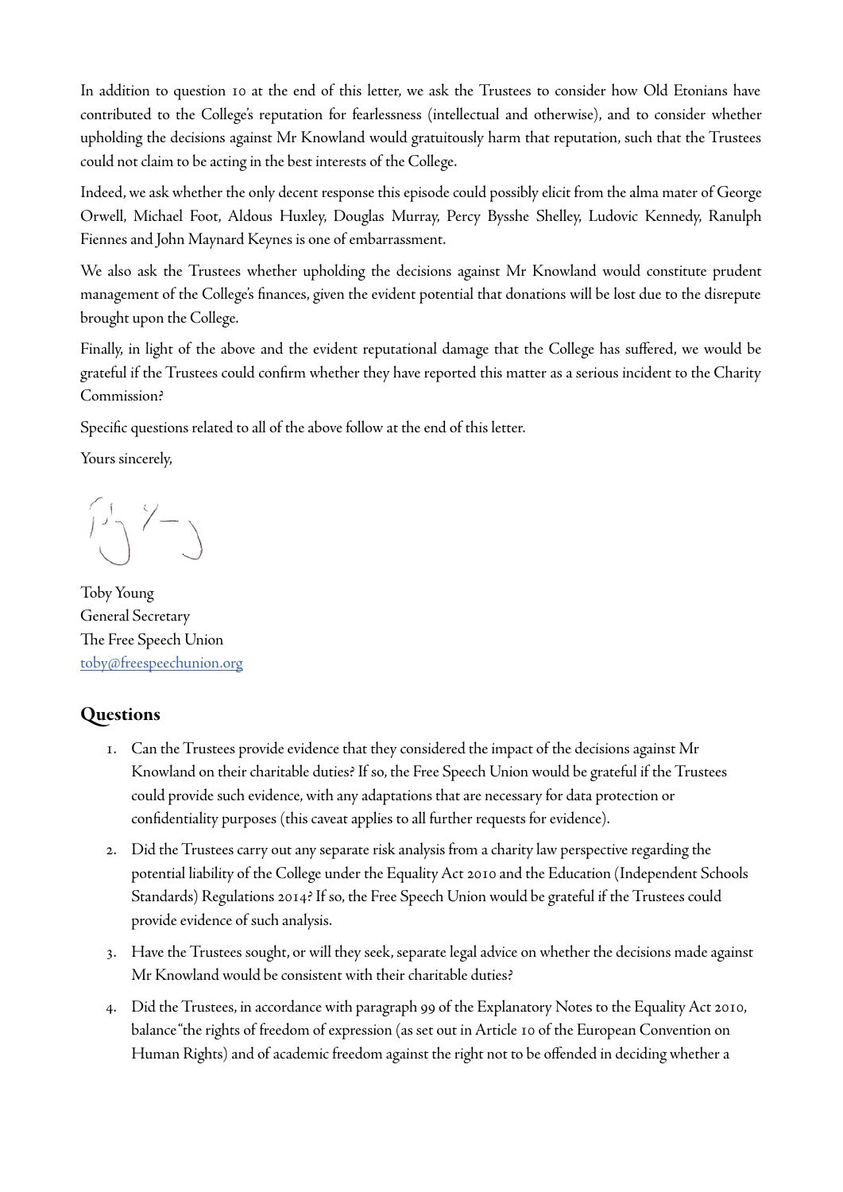In addition to question 10 at the end of this letter, we ask the Trustees to consider how Old Etonians have contributed to the College's reputation for fearlessness (intellectual and otherwise), and to consider whether upholding the decisions against Mr Knowland would gratuitously harm that reputation, such that the Trustees could not claim to be acting in the best interests of the College.

Indeed, we ask whether the only decent response this episode could possibly elicit from the alma mater of George Orwell, Michael Foot, Aldous Huxley, Douglas Murray, Percy Bysshe Shelley, Ludovic Kennedy, Ranulph Fiennes and John Maynard Keynes is one of embarrassment.

We also ask the Trustees whether upholding the decisions against Mr Knowland would constitute prudent management of the College's finances, given the evident potential that donations will be lost due to the disrepute brought upon the College.

Finally, in light of the above and the evident reputational damage that the College has suffered, we would be grateful if the Trustees could confirm whether they have reported this matter as a serious incident to the Charity Commission?

Specific questions related to all of the above follow at the end of this letter.

Yours sincerely,

Toby Young
General Secretary
The Free Speech Union
toby@freespeechunion.org

## Questions

1. Can the Trustees provide evidence that they considered the impact of the decisions against Mr Knowland on their charitable duties? If so, the Free Speech Union would be grateful if the Trustees could provide such evidence, with any adaptations that are necessary for data protection or confidentiality purposes (this caveat applies to all further requests for evidence).
2. Did the Trustees carry out any separate risk analysis from a charity law perspective regarding the potential liability of the College under the Equality Act 2010 and the Education (Independent Schools Standards) Regulations 2014? If so, the Free Speech Union would be grateful if the Trustees could provide evidence of such analysis.
3. Have the Trustees sought, or will they seek, separate legal advice on whether the decisions made against Mr Knowland would be consistent with their charitable duties?
4. Did the Trustees, in accordance with paragraph 99 of the Explanatory Notes to the Equality Act 2010, balance "the rights of freedom of expression (as set out in Article 10 of the European Convention on Human Rights) and of academic freedom against the right not to be offended in deciding whether a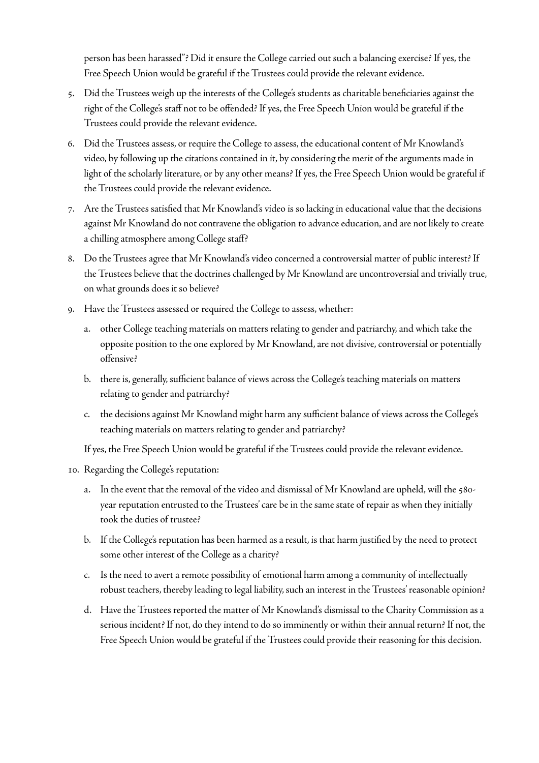person has been harassed"? Did it ensure the College carried out such a balancing exercise? If yes, the Free Speech Union would be grateful if the Trustees could provide the relevant evidence.

5. Did the Trustees weigh up the interests of the College's students as charitable beneficiaries against the right of the College's staff not to be offended? If yes, the Free Speech Union would be grateful if the Trustees could provide the relevant evidence.

6. Did the Trustees assess, or require the College to assess, the educational content of Mr Knowland's video, by following up the citations contained in it, by considering the merit of the arguments made in light of the scholarly literature, or by any other means? If yes, the Free Speech Union would be grateful if the Trustees could provide the relevant evidence.

7. Are the Trustees satisfied that Mr Knowland's video is so lacking in educational value that the decisions against Mr Knowland do not contravene the obligation to advance education, and are not likely to create a chilling atmosphere among College staff?

8. Do the Trustees agree that Mr Knowland's video concerned a controversial matter of public interest? If the Trustees believe that the doctrines challenged by Mr Knowland are uncontroversial and trivially true, on what grounds does it so believe?

9. Have the Trustees assessed or required the College to assess, whether:

   a. other College teaching materials on matters relating to gender and patriarchy, and which take the opposite position to the one explored by Mr Knowland, are not divisive, controversial or potentially offensive?

   b. there is, generally, sufficient balance of views across the College's teaching materials on matters relating to gender and patriarchy?

   c. the decisions against Mr Knowland might harm any sufficient balance of views across the College's teaching materials on matters relating to gender and patriarchy?

   If yes, the Free Speech Union would be grateful if the Trustees could provide the relevant evidence.

10. Regarding the College's reputation:

    a. In the event that the removal of the video and dismissal of Mr Knowland are upheld, will the 580-year reputation entrusted to the Trustees' care be in the same state of repair as when they initially took the duties of trustee?

    b. If the College's reputation has been harmed as a result, is that harm justified by the need to protect some other interest of the College as a charity?

    c. Is the need to avert a remote possibility of emotional harm among a community of intellectually robust teachers, thereby leading to legal liability, such an interest in the Trustees' reasonable opinion?

    d. Have the Trustees reported the matter of Mr Knowland's dismissal to the Charity Commission as a serious incident? If not, do they intend to do so imminently or within their annual return? If not, the Free Speech Union would be grateful if the Trustees could provide their reasoning for this decision.